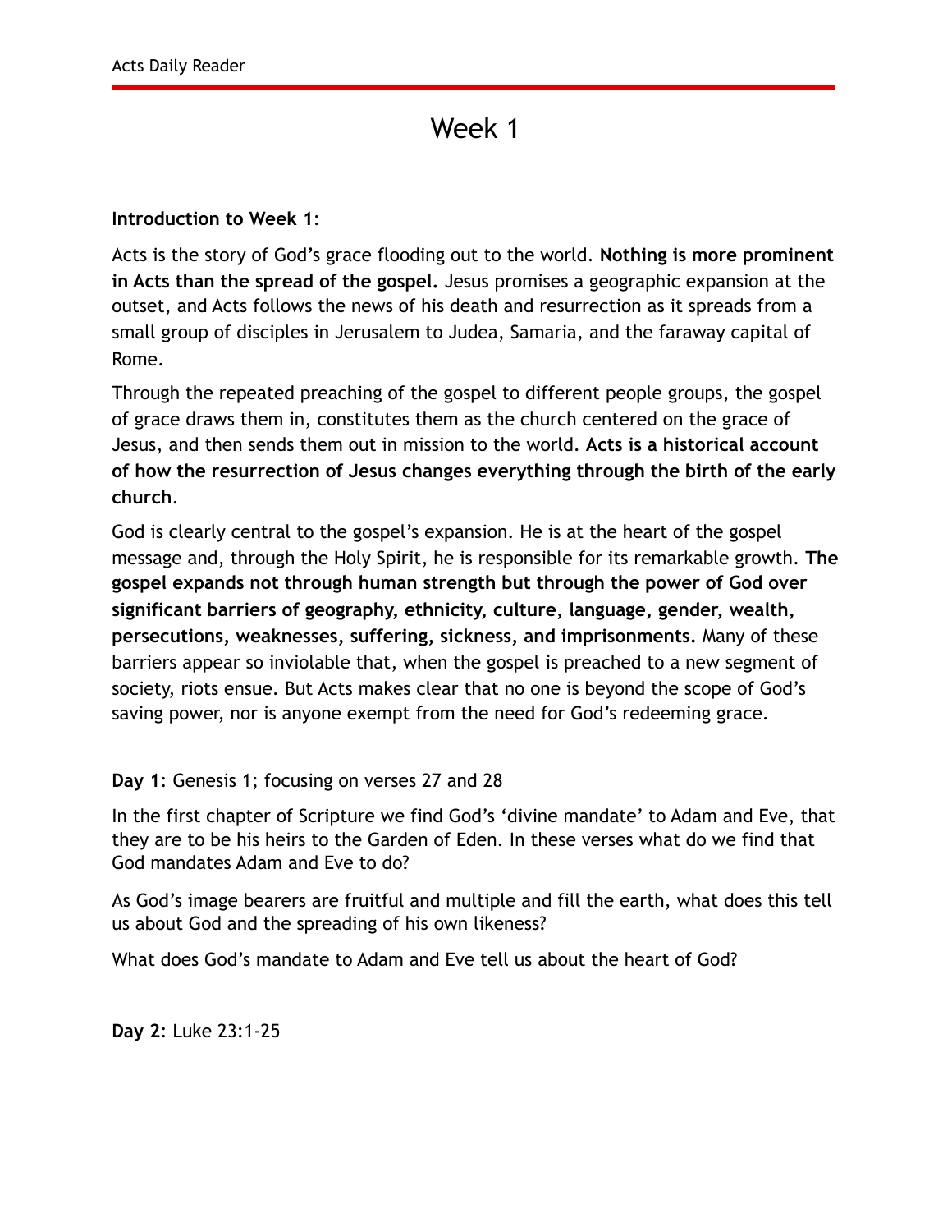# Week 1

**Introduction to Week 1**:

Acts is the story of God's grace flooding out to the world. **Nothing is more prominent in Acts than the spread of the gospel.** Jesus promises a geographic expansion at the outset, and Acts follows the news of his death and resurrection as it spreads from a small group of disciples in Jerusalem to Judea, Samaria, and the faraway capital of Rome.

Through the repeated preaching of the gospel to different people groups, the gospel of grace draws them in, constitutes them as the church centered on the grace of Jesus, and then sends them out in mission to the world. **Acts is a historical account of how the resurrection of Jesus changes everything through the birth of the early church**.

God is clearly central to the gospel's expansion. He is at the heart of the gospel message and, through the Holy Spirit, he is responsible for its remarkable growth. **The gospel expands not through human strength but through the power of God over significant barriers of geography, ethnicity, culture, language, gender, wealth, persecutions, weaknesses, suffering, sickness, and imprisonments.** Many of these barriers appear so inviolable that, when the gospel is preached to a new segment of society, riots ensue. But Acts makes clear that no one is beyond the scope of God's saving power, nor is anyone exempt from the need for God's redeeming grace.

**Day 1**: Genesis 1; focusing on verses 27 and 28

In the first chapter of Scripture we find God's 'divine mandate' to Adam and Eve, that they are to be his heirs to the Garden of Eden. In these verses what do we find that God mandates Adam and Eve to do?

As God's image bearers are fruitful and multiple and fill the earth, what does this tell us about God and the spreading of his own likeness?

What does God's mandate to Adam and Eve tell us about the heart of God?

**Day 2**: Luke 23:1-25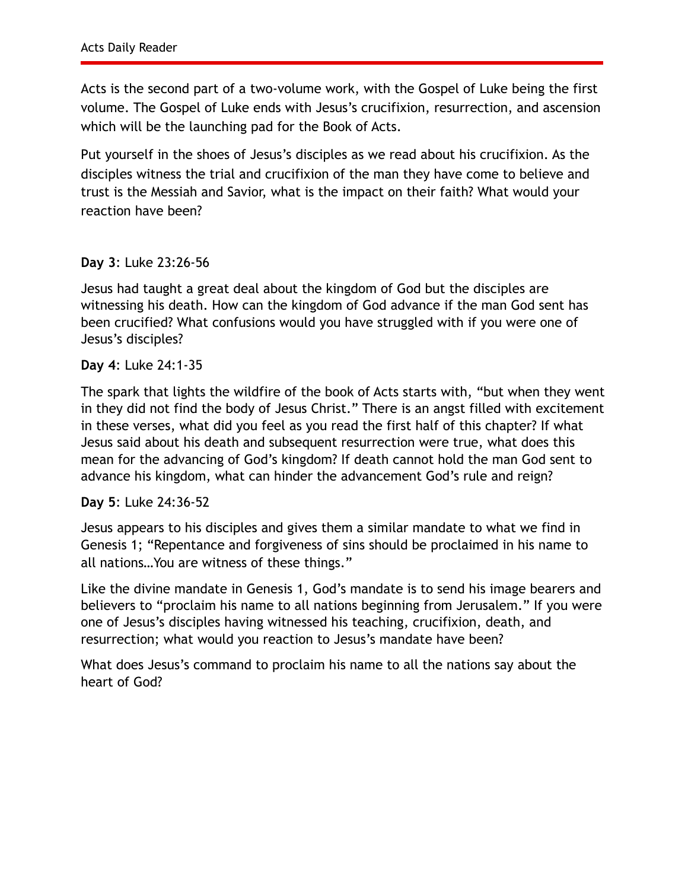Acts is the second part of a two-volume work, with the Gospel of Luke being the first volume. The Gospel of Luke ends with Jesus's crucifixion, resurrection, and ascension which will be the launching pad for the Book of Acts.

Put yourself in the shoes of Jesus's disciples as we read about his crucifixion. As the disciples witness the trial and crucifixion of the man they have come to believe and trust is the Messiah and Savior, what is the impact on their faith? What would your reaction have been?

**Day 3**: Luke 23:26-56

Jesus had taught a great deal about the kingdom of God but the disciples are witnessing his death. How can the kingdom of God advance if the man God sent has been crucified? What confusions would you have struggled with if you were one of Jesus's disciples?

**Day 4**: Luke 24:1-35

The spark that lights the wildfire of the book of Acts starts with, "but when they went in they did not find the body of Jesus Christ." There is an angst filled with excitement in these verses, what did you feel as you read the first half of this chapter? If what Jesus said about his death and subsequent resurrection were true, what does this mean for the advancing of God's kingdom? If death cannot hold the man God sent to advance his kingdom, what can hinder the advancement God's rule and reign?

**Day 5**: Luke 24:36-52

Jesus appears to his disciples and gives them a similar mandate to what we find in Genesis 1; "Repentance and forgiveness of sins should be proclaimed in his name to all nations…You are witness of these things."

Like the divine mandate in Genesis 1, God's mandate is to send his image bearers and believers to "proclaim his name to all nations beginning from Jerusalem." If you were one of Jesus's disciples having witnessed his teaching, crucifixion, death, and resurrection; what would you reaction to Jesus's mandate have been?

What does Jesus's command to proclaim his name to all the nations say about the heart of God?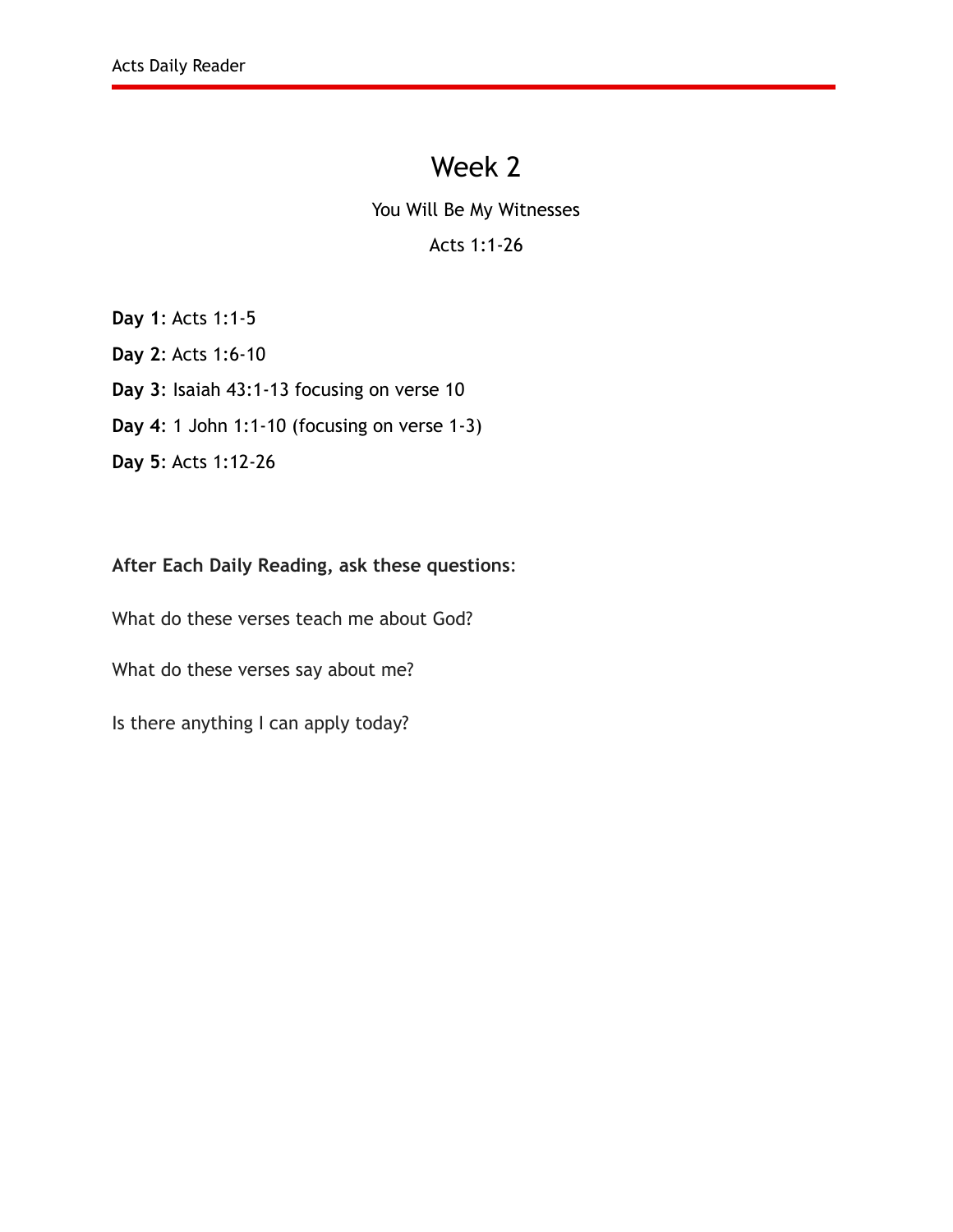# Week 2

You Will Be My Witnesses

Acts 1:1-26

**Day 1**: Acts 1:1-5

**Day 2**: Acts 1:6-10

**Day 3**: Isaiah 43:1-13 focusing on verse 10

**Day 4**: 1 John 1:1-10 (focusing on verse 1-3)

**Day 5**: Acts 1:12-26

**After Each Daily Reading, ask these questions**:

What do these verses teach me about God?

What do these verses say about me?

Is there anything I can apply today?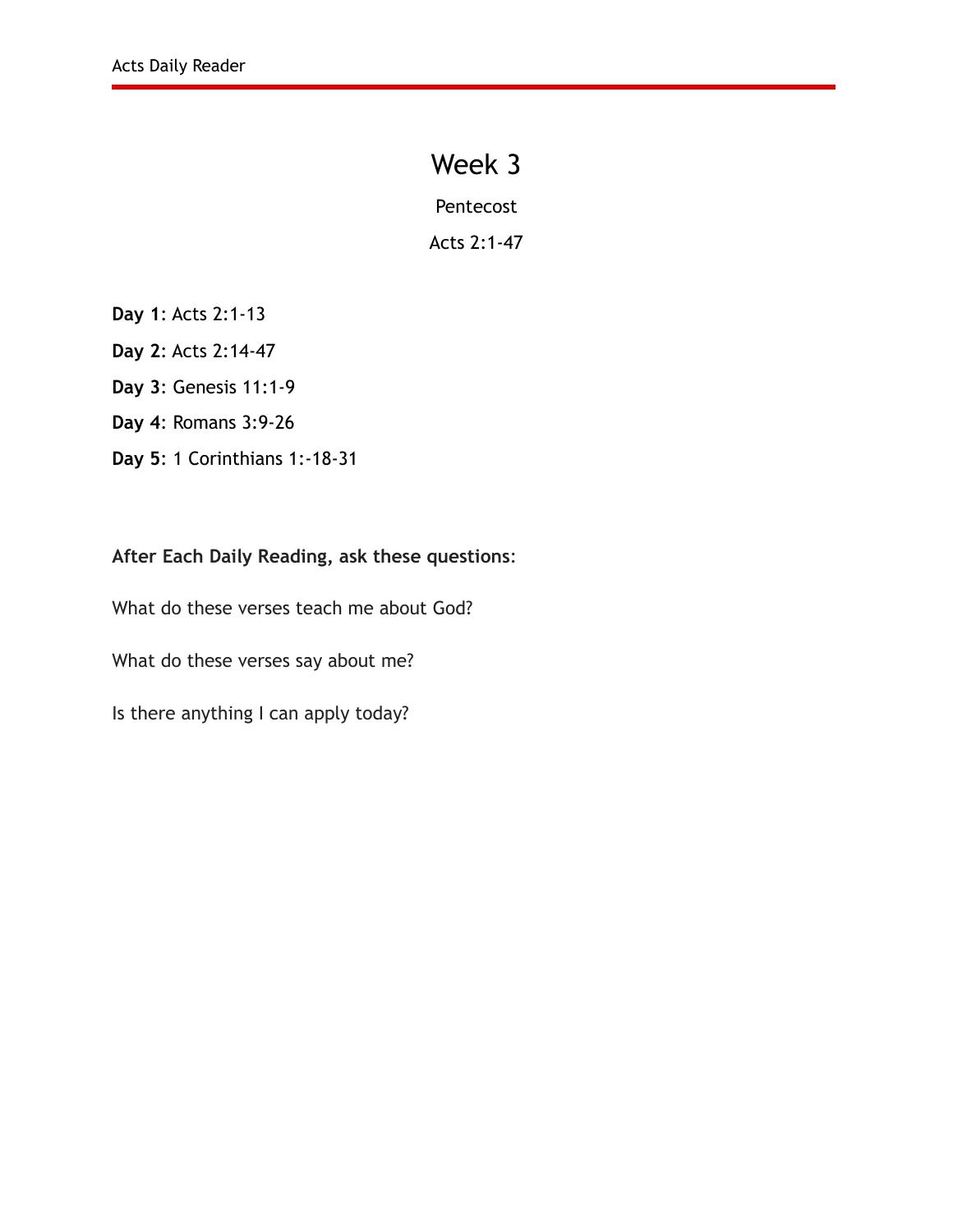# Week 3

Pentecost

Acts 2:1-47

**Day 1**: Acts 2:1-13

**Day 2**: Acts 2:14-47

**Day 3**: Genesis 11:1-9

**Day 4**: Romans 3:9-26

**Day 5**: 1 Corinthians 1:-18-31

**After Each Daily Reading, ask these questions**:

What do these verses teach me about God?

What do these verses say about me?

Is there anything I can apply today?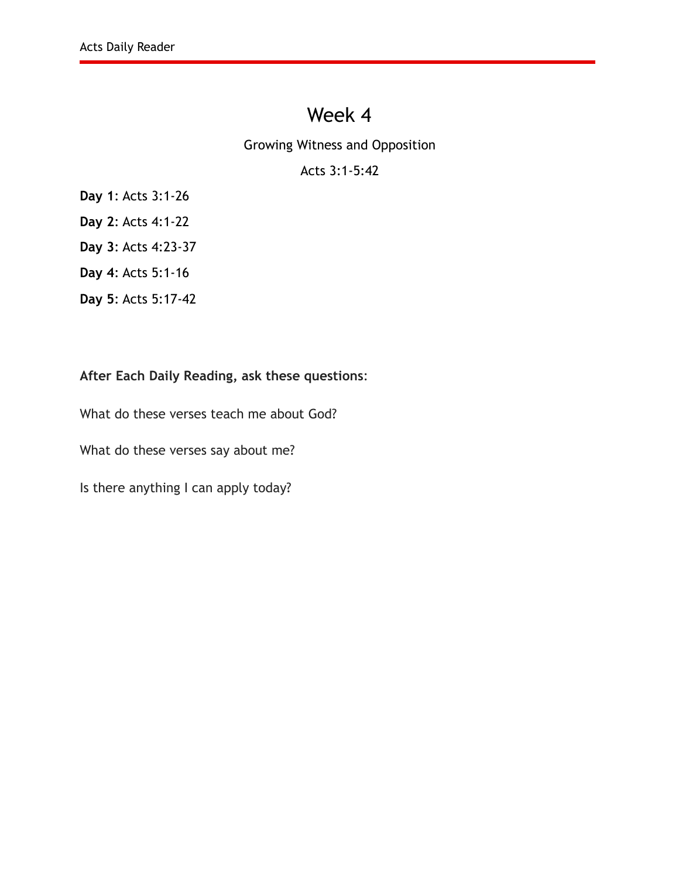# Week 4

Growing Witness and Opposition

Acts 3:1-5:42

**Day 1**: Acts 3:1-26

**Day 2**: Acts 4:1-22

**Day 3**: Acts 4:23-37

**Day 4**: Acts 5:1-16

**Day 5**: Acts 5:17-42

**After Each Daily Reading, ask these questions**:

What do these verses teach me about God?

What do these verses say about me?

Is there anything I can apply today?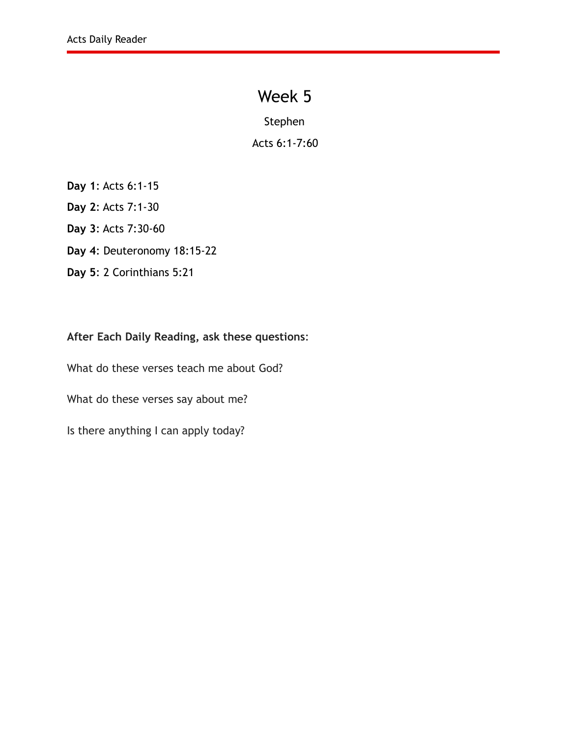# Week 5

Stephen

Acts 6:1-7:60

**Day 1**: Acts 6:1-15

**Day 2**: Acts 7:1-30

**Day 3**: Acts 7:30-60

**Day 4**: Deuteronomy 18:15-22

**Day 5**: 2 Corinthians 5:21

**After Each Daily Reading, ask these questions**:

What do these verses teach me about God?

What do these verses say about me?

Is there anything I can apply today?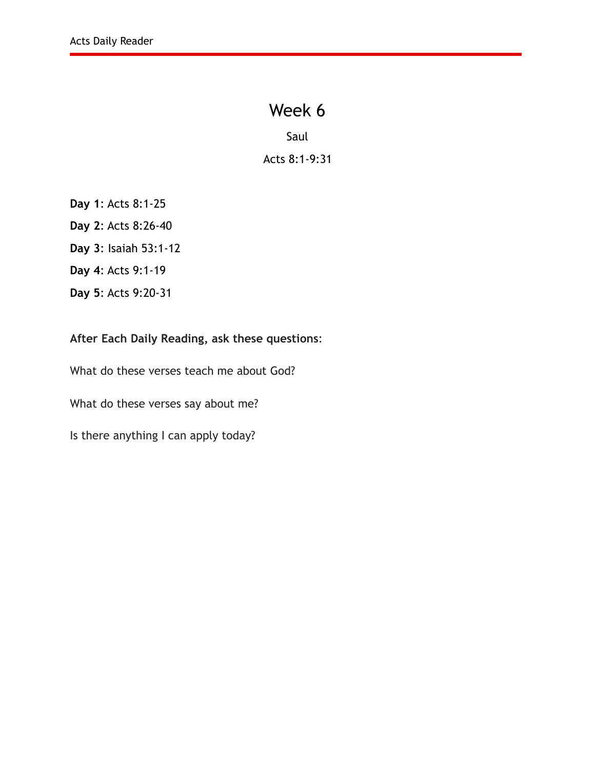# Week 6

Saul

Acts 8:1-9:31

**Day 1**: Acts 8:1-25

**Day 2**: Acts 8:26-40

**Day 3**: Isaiah 53:1-12

**Day 4**: Acts 9:1-19

**Day 5**: Acts 9:20-31

**After Each Daily Reading, ask these questions**:

What do these verses teach me about God?

What do these verses say about me?

Is there anything I can apply today?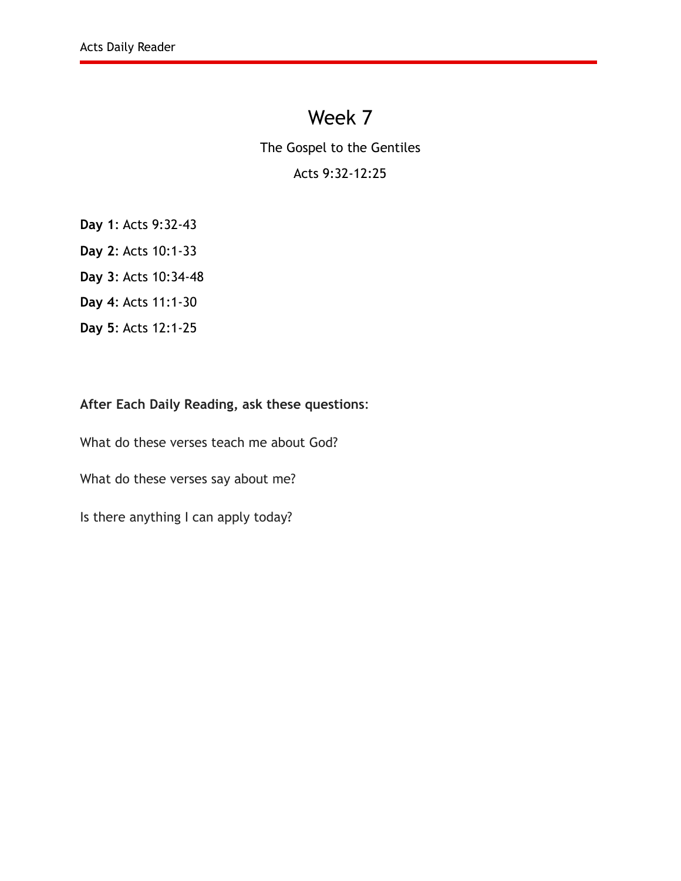# Week 7

The Gospel to the Gentiles

Acts 9:32-12:25

**Day 1**: Acts 9:32-43

**Day 2**: Acts 10:1-33

**Day 3**: Acts 10:34-48

**Day 4**: Acts 11:1-30

**Day 5**: Acts 12:1-25

**After Each Daily Reading, ask these questions**:

What do these verses teach me about God?

What do these verses say about me?

Is there anything I can apply today?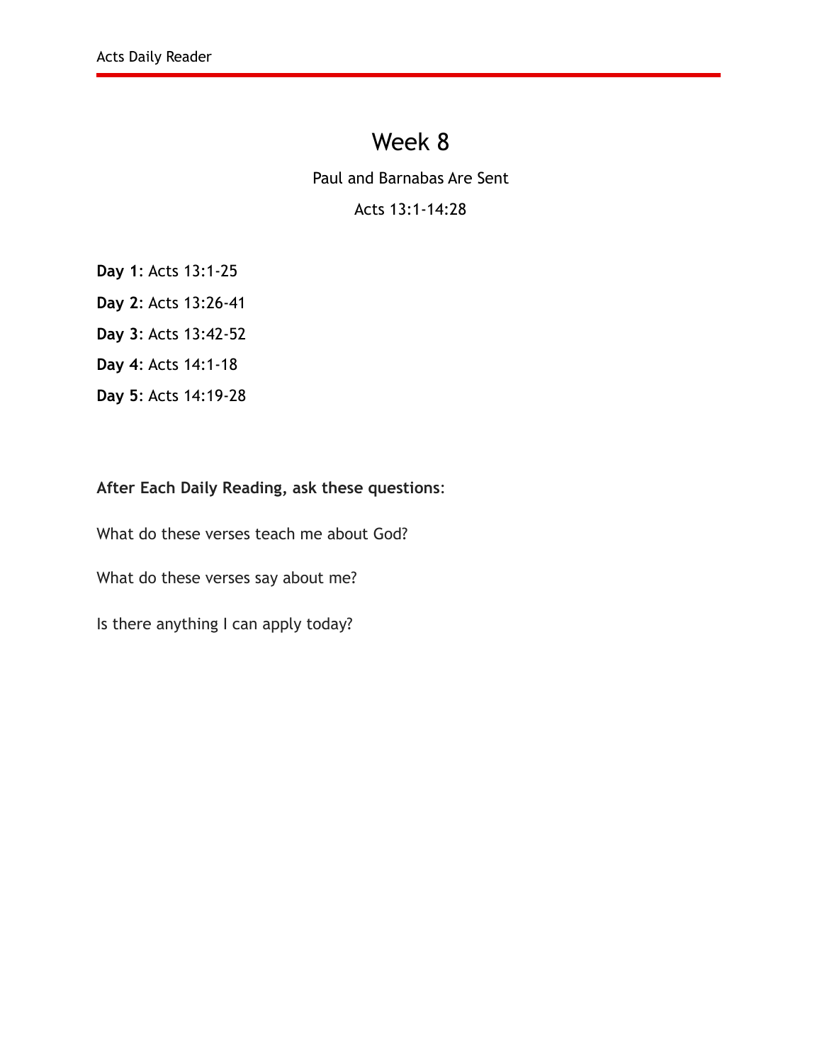# Week 8

Paul and Barnabas Are Sent

Acts 13:1-14:28

**Day 1**: Acts 13:1-25

**Day 2**: Acts 13:26-41

**Day 3**: Acts 13:42-52

**Day 4**: Acts 14:1-18

**Day 5**: Acts 14:19-28

**After Each Daily Reading, ask these questions**:

What do these verses teach me about God?

What do these verses say about me?

Is there anything I can apply today?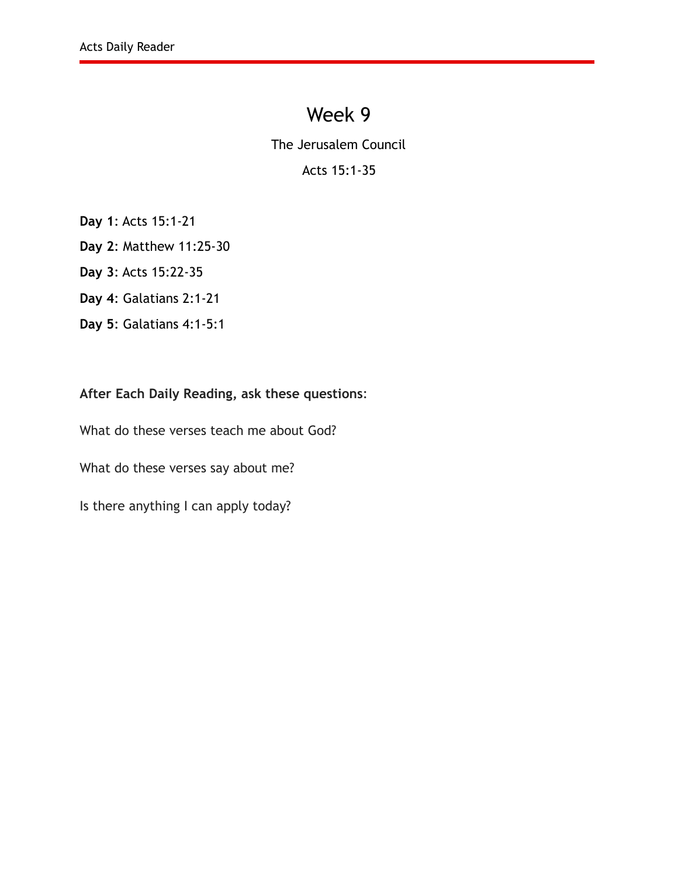# Week 9

The Jerusalem Council

Acts 15:1-35

**Day 1**: Acts 15:1-21

**Day 2**: Matthew 11:25-30

**Day 3**: Acts 15:22-35

**Day 4**: Galatians 2:1-21

**Day 5**: Galatians 4:1-5:1

**After Each Daily Reading, ask these questions**:

What do these verses teach me about God?

What do these verses say about me?

Is there anything I can apply today?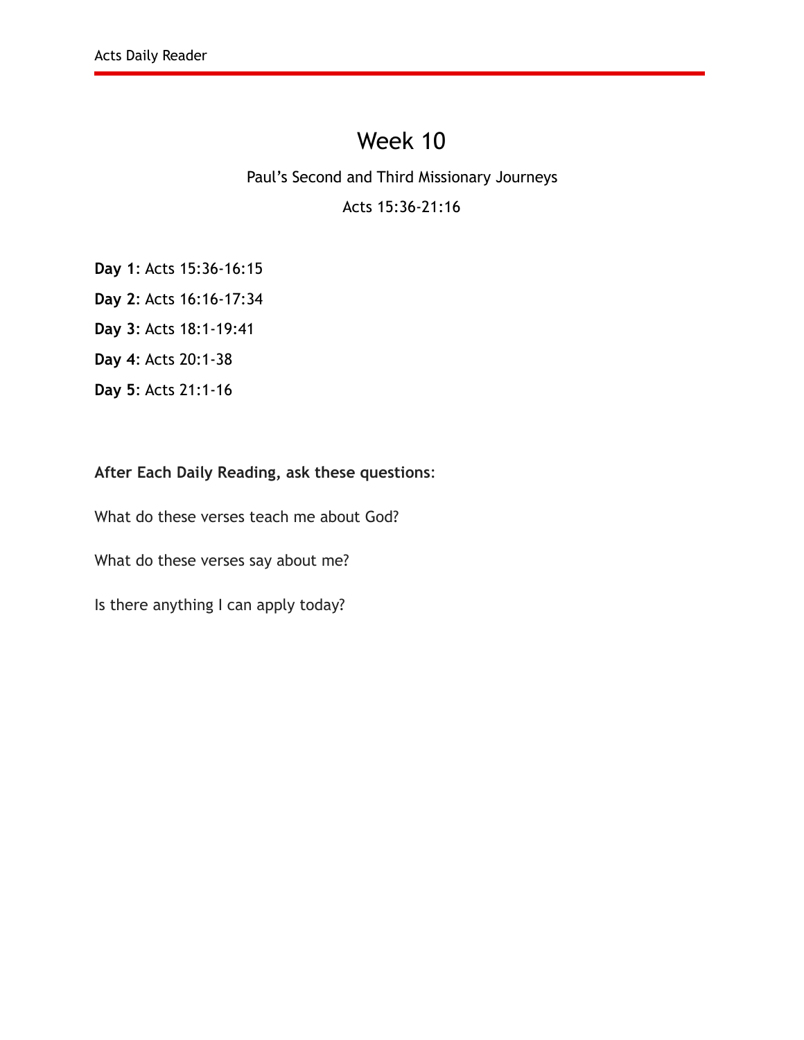# Week 10

Paul's Second and Third Missionary Journeys

Acts 15:36-21:16

**Day 1**: Acts 15:36-16:15

**Day 2**: Acts 16:16-17:34

**Day 3**: Acts 18:1-19:41

**Day 4**: Acts 20:1-38

**Day 5**: Acts 21:1-16

**After Each Daily Reading, ask these questions**:

What do these verses teach me about God?

What do these verses say about me?

Is there anything I can apply today?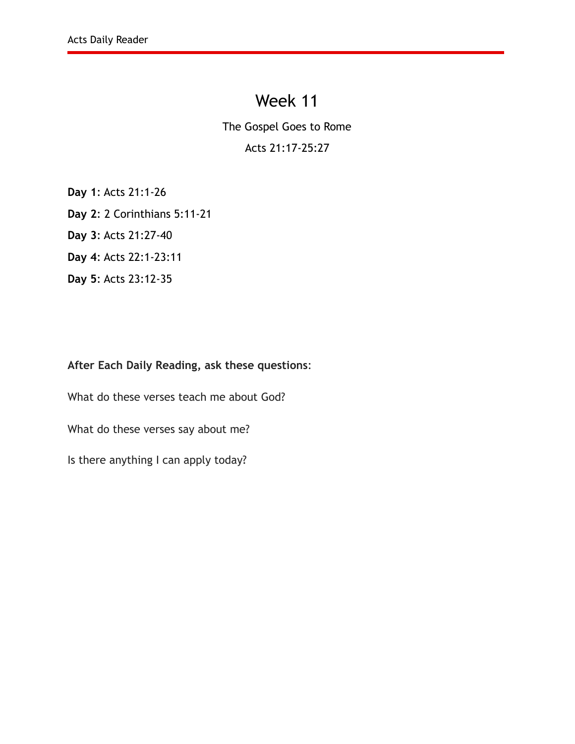# Week 11

The Gospel Goes to Rome

Acts 21:17-25:27

**Day 1**: Acts 21:1-26

**Day 2**: 2 Corinthians 5:11-21

**Day 3**: Acts 21:27-40

**Day 4**: Acts 22:1-23:11

**Day 5**: Acts 23:12-35

**After Each Daily Reading, ask these questions**:

What do these verses teach me about God?

What do these verses say about me?

Is there anything I can apply today?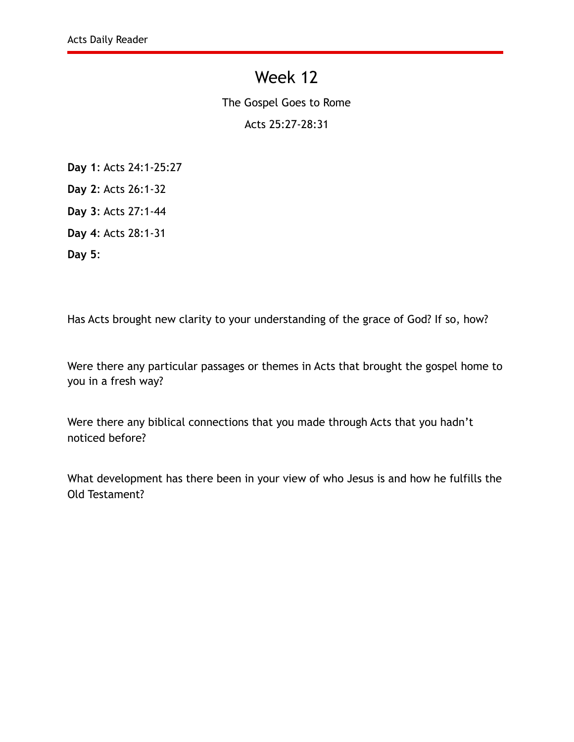# Week 12

The Gospel Goes to Rome

Acts 25:27-28:31

**Day 1**: Acts 24:1-25:27

**Day 2**: Acts 26:1-32

**Day 3**: Acts 27:1-44

**Day 4**: Acts 28:1-31

**Day 5**:

Has Acts brought new clarity to your understanding of the grace of God? If so, how?

Were there any particular passages or themes in Acts that brought the gospel home to you in a fresh way?

Were there any biblical connections that you made through Acts that you hadn't noticed before?

What development has there been in your view of who Jesus is and how he fulfills the Old Testament?